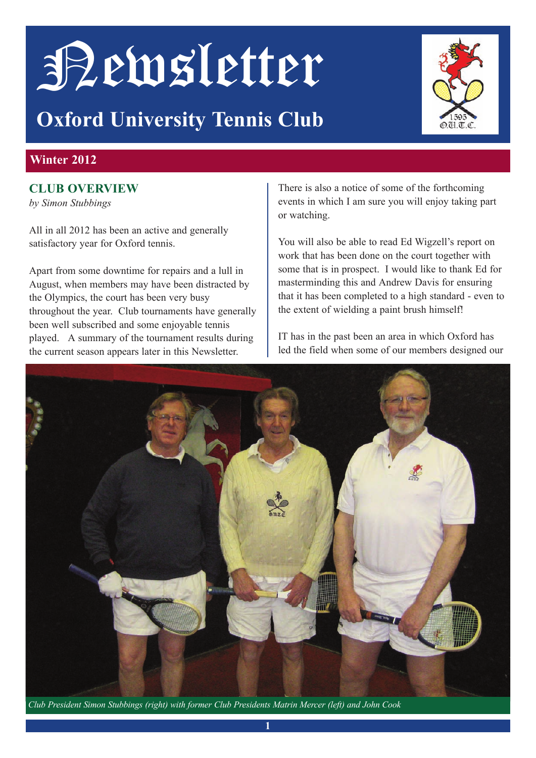# Newsletter

## Oxford University Tennis Club

**Winter 2012**

### CLUB OVERVIEW

*by Simon Stubbings*

All in all 2012 has been an active and generally satisfactory year for Oxford tennis.

Apart from some downtime for repairs and a lull in August, when members may have been distracted by the Olympics, the court has been very busy throughout the year. Club tournaments have generally been well subscribed and some enjoyable tennis played. A summary of the tournament results during the current season appears later in this Newsletter.

There is also a notice of some of the forthcoming events in which I am sure you will enjoy taking part or watching.

You will also be able to read Ed Wigzell's report on work that has been done on the court together with some that is in prospect. I would like to thank Ed for masterminding this and Andrew Davis for ensuring that it has been completed to a high standard - even to the extent of wielding a paint brush himself!

IT has in the past been an area in which Oxford has led the field when some of our members designed our

*Club President Simon Stubbings (right) with former Club Presidents Matrin Mercer (left) and John Cook*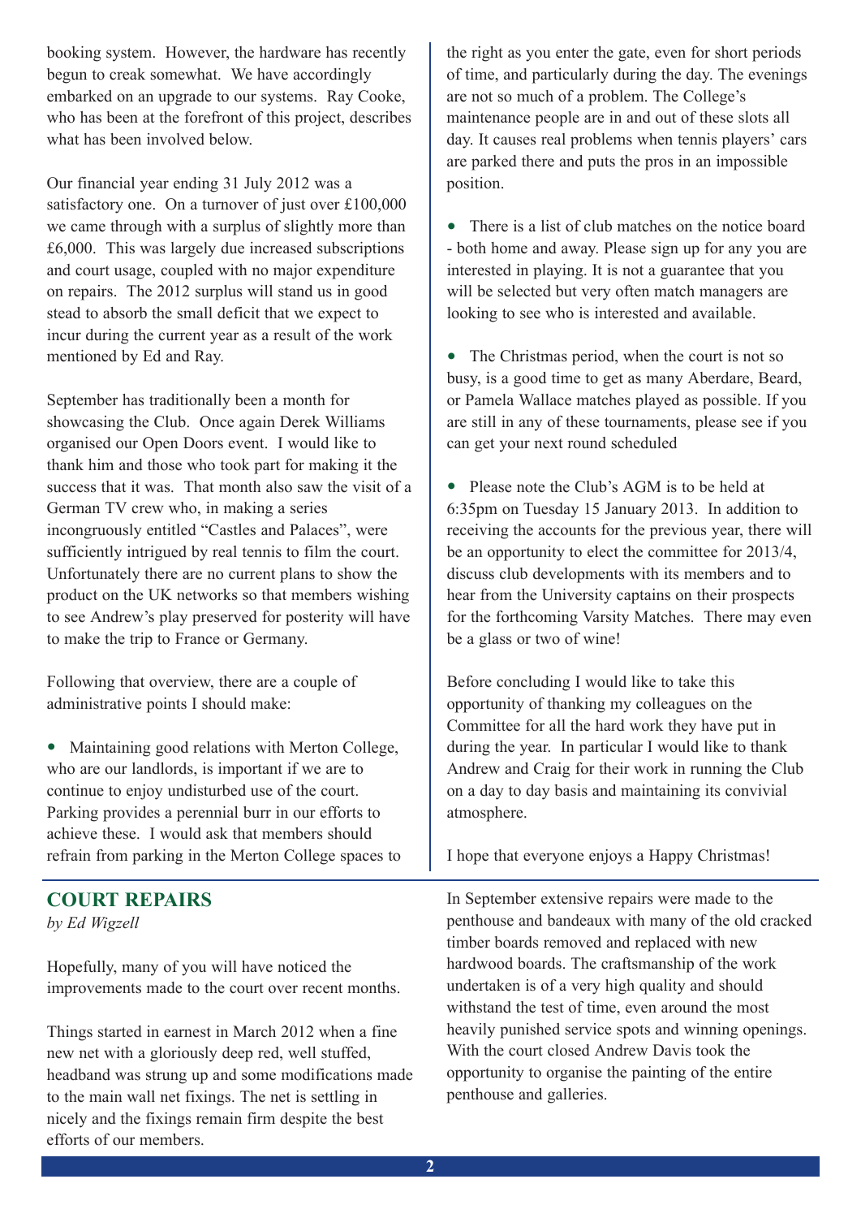booking system. However, the hardware has recently begun to creak somewhat. We have accordingly embarked on an upgrade to our systems. Ray Cooke, who has been at the forefront of this project, describes what has been involved below.

Our financial year ending 31 July 2012 was a satisfactory one. On a turnover of just over £100,000 we came through with a surplus of slightly more than £6,000. This was largely due increased subscriptions and court usage, coupled with no major expenditure on repairs. The 2012 surplus will stand us in good stead to absorb the small deficit that we expect to incur during the current year as a result of the work mentioned by Ed and Ray.

September has traditionally been a month for showcasing the Club. Once again Derek Williams organised our Open Doors event. I would like to thank him and those who took part for making it the success that it was. That month also saw the visit of a German TV crew who, in making a series incongruously entitled "Castles and Palaces", were sufficiently intrigued by real tennis to film the court. Unfortunately there are no current plans to show the product on the UK networks so that members wishing to see Andrew's play preserved for posterity will have to make the trip to France or Germany.

Following that overview, there are a couple of administrative points I should make:

- Maintaining good relations with Merton College, who are our landlords, is important if we are to continue to enjoy undisturbed use of the court. Parking provides a perennial burr in our efforts to achieve these. I would ask that members should refrain from parking in the Merton College spaces to the right as you enter the gate, even for short periods of time, and particularly during the day. The evenings are not so much of a problem. The College's maintenance people are in and out of these slots all day. It causes real problems when tennis players' cars are parked there and puts the pros in an impossible position.

- There is a list of club matches on the notice board - both home and away. Please sign up for any you are interested in playing. It is not a guarantee that you will be selected but very often match managers are looking to see who is interested and available.

- The Christmas period, when the court is not so busy, is a good time to get as many Aberdare, Beard, or Pamela Wallace matches played as possible. If you are still in any of these tournaments, please see if you can get your next round scheduled

- Please note the Club's AGM is to be held at 6:35pm on Tuesday 15 January 2013. In addition to receiving the accounts for the previous year, there will be an opportunity to elect the committee for 2013/4, discuss club developments with its members and to hear from the University captains on their prospects for the forthcoming Varsity Matches. There may even be a glass or two of wine!

Before concluding I would like to take this opportunity of thanking my colleagues on the Committee for all the hard work they have put in during the year. In particular I would like to thank Andrew and Craig for their work in running the Club on a day to day basis and maintaining its convivial atmosphere.

I hope that everyone enjoys a Happy Christmas!

## COURT REPAIRS

*by Ed Wigzell*

Hopefully, many of you will have noticed the improvements made to the court over recent months.

Things started in earnest in March 2012 when a fine new net with a gloriously deep red, well stuffed, headband was strung up and some modifications made to the main wall net fixings. The net is settling in nicely and the fixings remain firm despite the best efforts of our members.

In September extensive repairs were made to the penthouse and bandeaux with many of the old cracked timber boards removed and replaced with new hardwood boards. The craftsmanship of the work undertaken is of a very high quality and should withstand the test of time, even around the most heavily punished service spots and winning openings. With the court closed Andrew Davis took the opportunity to organise the painting of the entire penthouse and galleries.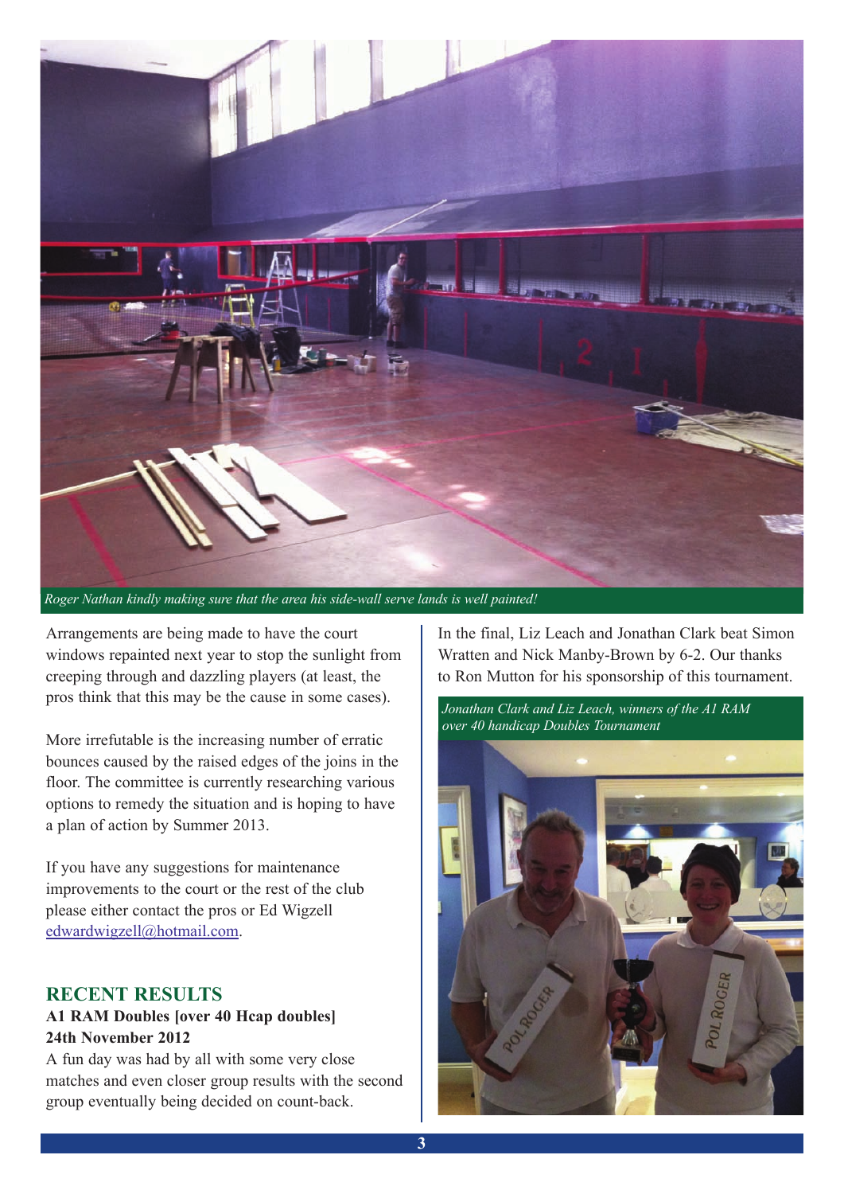*Roger Nathan kindly making sure that the area his side-wall serve lands is well painted!*

Arrangements are being made to have the court windows repainted next year to stop the sunlight from creeping through and dazzling players (at least, the pros think that this may be the cause in some cases).

More irrefutable is the increasing number of erratic bounces caused by the raised edges of the joins in the floor. The committee is currently researching various options to remedy the situation and is hoping to have a plan of action by Summer 2013.

If you have any suggestions for maintenance improvements to the court or the rest of the club please either contact the pros or Ed Wigzell [edwardwigzell@hotmail.com](mailto:edwardwigzell@hotmail.com).

## RECENT RESULTS

**A1 RAM Doubles [over 40 Hcap doubles]**
**24th November 2012**

A fun day was had by all with some very close matches and even closer group results with the second group eventually being decided on count-back.

In the final, Liz Leach and Jonathan Clark beat Simon Wratten and Nick Manby-Brown by 6-2. Our thanks to Ron Mutton for his sponsorship of this tournament.

*Jonathan Clark and Liz Leach, winners of the A1 RAM over 40 handicap Doubles Tournament*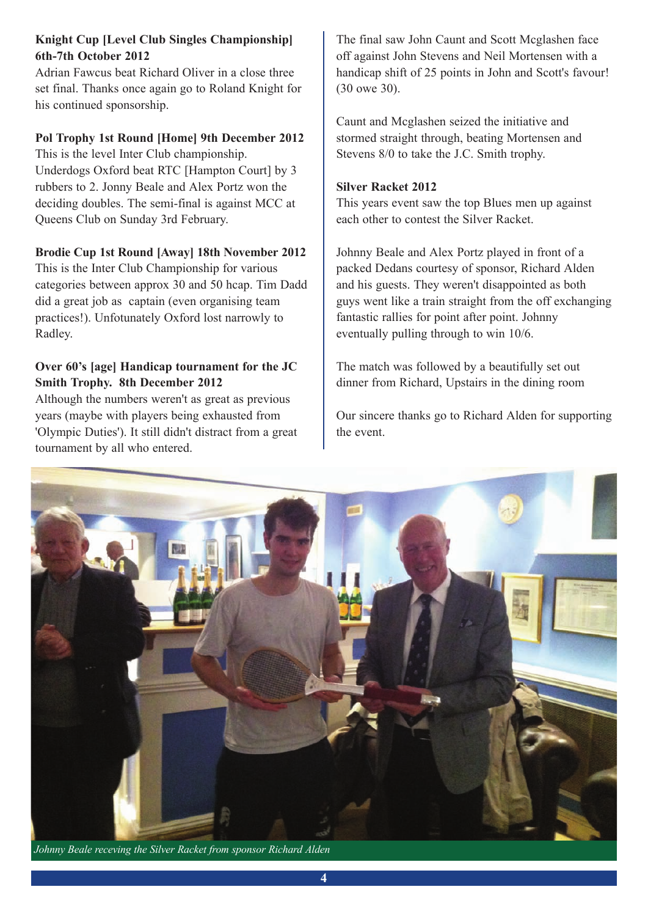**Knight Cup [Level Club Singles Championship] 6th-7th October 2012**

Adrian Fawcus beat Richard Oliver in a close three set final. Thanks once again go to Roland Knight for his continued sponsorship.

**Pol Trophy 1st Round [Home] 9th December 2012**

This is the level Inter Club championship. Underdogs Oxford beat RTC [Hampton Court] by 3 rubbers to 2. Jonny Beale and Alex Portz won the deciding doubles. The semi-final is against MCC at Queens Club on Sunday 3rd February.

**Brodie Cup 1st Round [Away] 18th November 2012**

This is the Inter Club Championship for various categories between approx 30 and 50 hcap. Tim Dadd did a great job as captain (even organising team practices!). Unfotunately Oxford lost narrowly to Radley.

**Over 60's [age] Handicap tournament for the JC Smith Trophy. 8th December 2012**

Although the numbers weren't as great as previous years (maybe with players being exhausted from 'Olympic Duties'). It still didn't distract from a great tournament by all who entered.

The final saw John Caunt and Scott Mcglashen face off against John Stevens and Neil Mortensen with a handicap shift of 25 points in John and Scott's favour! (30 owe 30).

Caunt and Mcglashen seized the initiative and stormed straight through, beating Mortensen and Stevens 8/0 to take the J.C. Smith trophy.

**Silver Racket 2012**

This years event saw the top Blues men up against each other to contest the Silver Racket.

Johnny Beale and Alex Portz played in front of a packed Dedans courtesy of sponsor, Richard Alden and his guests. They weren't disappointed as both guys went like a train straight from the off exchanging fantastic rallies for point after point. Johnny eventually pulling through to win 10/6.

The match was followed by a beautifully set out dinner from Richard, Upstairs in the dining room

Our sincere thanks go to Richard Alden for supporting the event.

*Johnny Beale receving the Silver Racket from sponsor Richard Alden*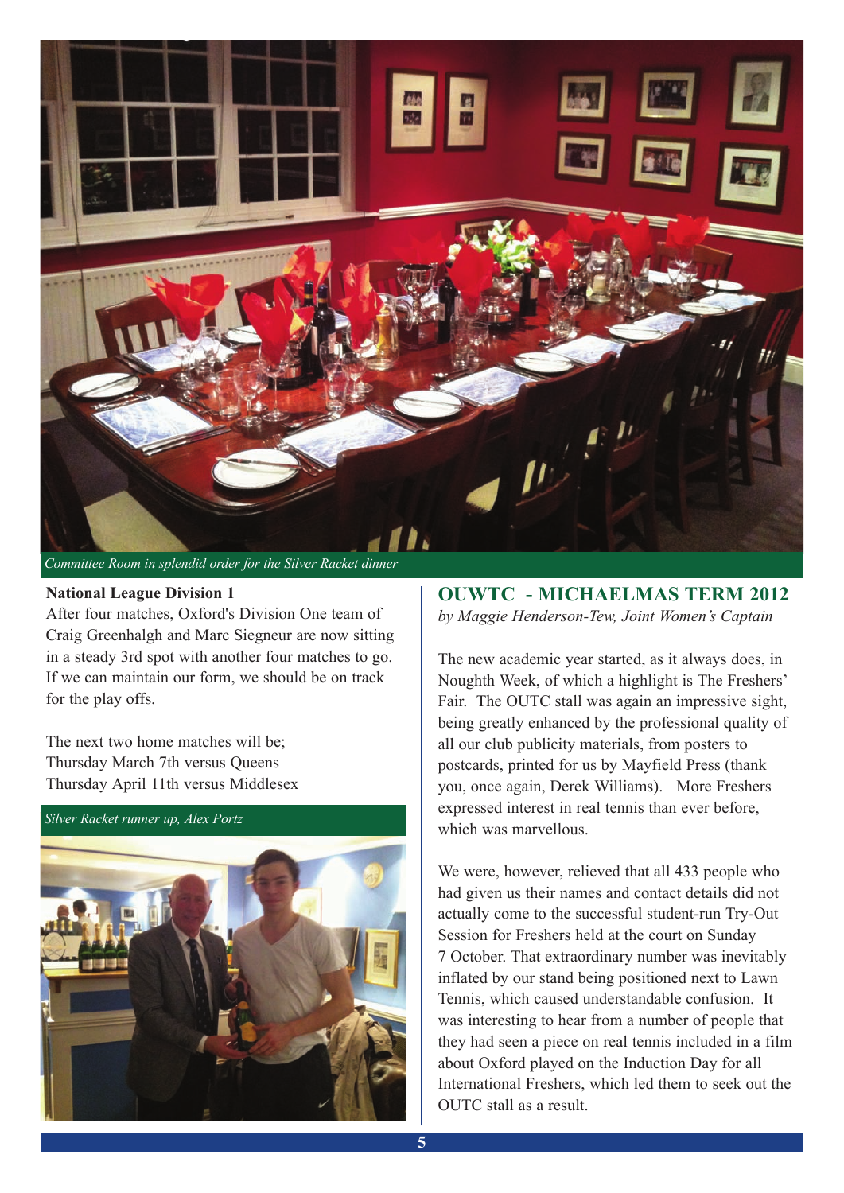*Committee Room in splendid order for the Silver Racket dinner*

**National League Division 1**

After four matches, Oxford's Division One team of Craig Greenhalgh and Marc Siegneur are now sitting in a steady 3rd spot with another four matches to go. If we can maintain our form, we should be on track for the play offs.

The next two home matches will be;
Thursday March 7th versus Queens
Thursday April 11th versus Middlesex

*Silver Racket runner up, Alex Portz*

## OUWTC - MICHAELMAS TERM 2012

*by Maggie Henderson-Tew, Joint Women's Captain*

The new academic year started, as it always does, in Noughth Week, of which a highlight is The Freshers' Fair. The OUTC stall was again an impressive sight, being greatly enhanced by the professional quality of all our club publicity materials, from posters to postcards, printed for us by Mayfield Press (thank you, once again, Derek Williams). More Freshers expressed interest in real tennis than ever before, which was marvellous.

We were, however, relieved that all 433 people who had given us their names and contact details did not actually come to the successful student-run Try-Out Session for Freshers held at the court on Sunday 7 October. That extraordinary number was inevitably inflated by our stand being positioned next to Lawn Tennis, which caused understandable confusion. It was interesting to hear from a number of people that they had seen a piece on real tennis included in a film about Oxford played on the Induction Day for all International Freshers, which led them to seek out the OUTC stall as a result.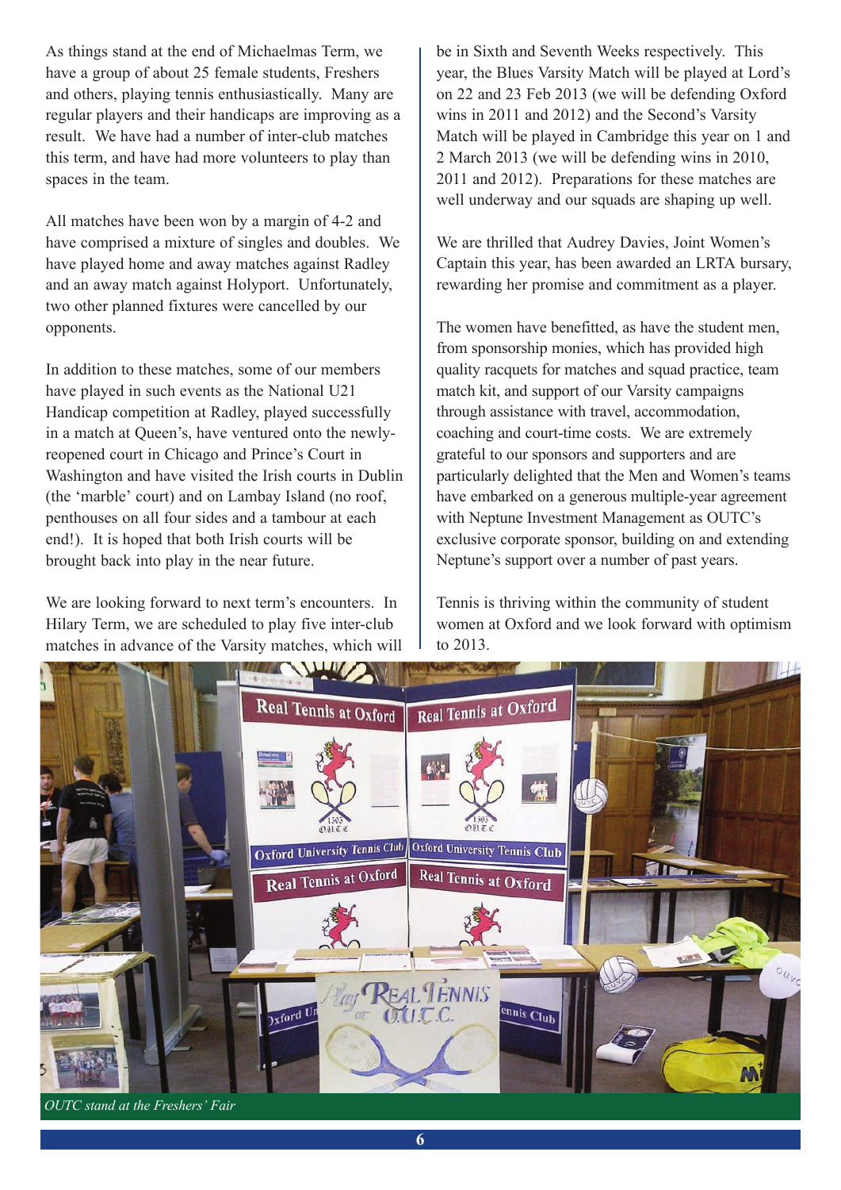As things stand at the end of Michaelmas Term, we have a group of about 25 female students, Freshers and others, playing tennis enthusiastically. Many are regular players and their handicaps are improving as a result. We have had a number of inter-club matches this term, and have had more volunteers to play than spaces in the team.

All matches have been won by a margin of 4-2 and have comprised a mixture of singles and doubles. We have played home and away matches against Radley and an away match against Holyport. Unfortunately, two other planned fixtures were cancelled by our opponents.

In addition to these matches, some of our members have played in such events as the National U21 Handicap competition at Radley, played successfully in a match at Queen's, have ventured onto the newly-reopened court in Chicago and Prince's Court in Washington and have visited the Irish courts in Dublin (the 'marble' court) and on Lambay Island (no roof, penthouses on all four sides and a tambour at each end!). It is hoped that both Irish courts will be brought back into play in the near future.

We are looking forward to next term's encounters. In Hilary Term, we are scheduled to play five inter-club matches in advance of the Varsity matches, which will be in Sixth and Seventh Weeks respectively. This year, the Blues Varsity Match will be played at Lord's on 22 and 23 Feb 2013 (we will be defending Oxford wins in 2011 and 2012) and the Second's Varsity Match will be played in Cambridge this year on 1 and 2 March 2013 (we will be defending wins in 2010, 2011 and 2012). Preparations for these matches are well underway and our squads are shaping up well.

We are thrilled that Audrey Davies, Joint Women's Captain this year, has been awarded an LRTA bursary, rewarding her promise and commitment as a player.

The women have benefitted, as have the student men, from sponsorship monies, which has provided high quality racquets for matches and squad practice, team match kit, and support of our Varsity campaigns through assistance with travel, accommodation, coaching and court-time costs. We are extremely grateful to our sponsors and supporters and are particularly delighted that the Men and Women's teams have embarked on a generous multiple-year agreement with Neptune Investment Management as OUTC's exclusive corporate sponsor, building on and extending Neptune's support over a number of past years.

Tennis is thriving within the community of student women at Oxford and we look forward with optimism to 2013.

*OUTC stand at the Freshers' Fair*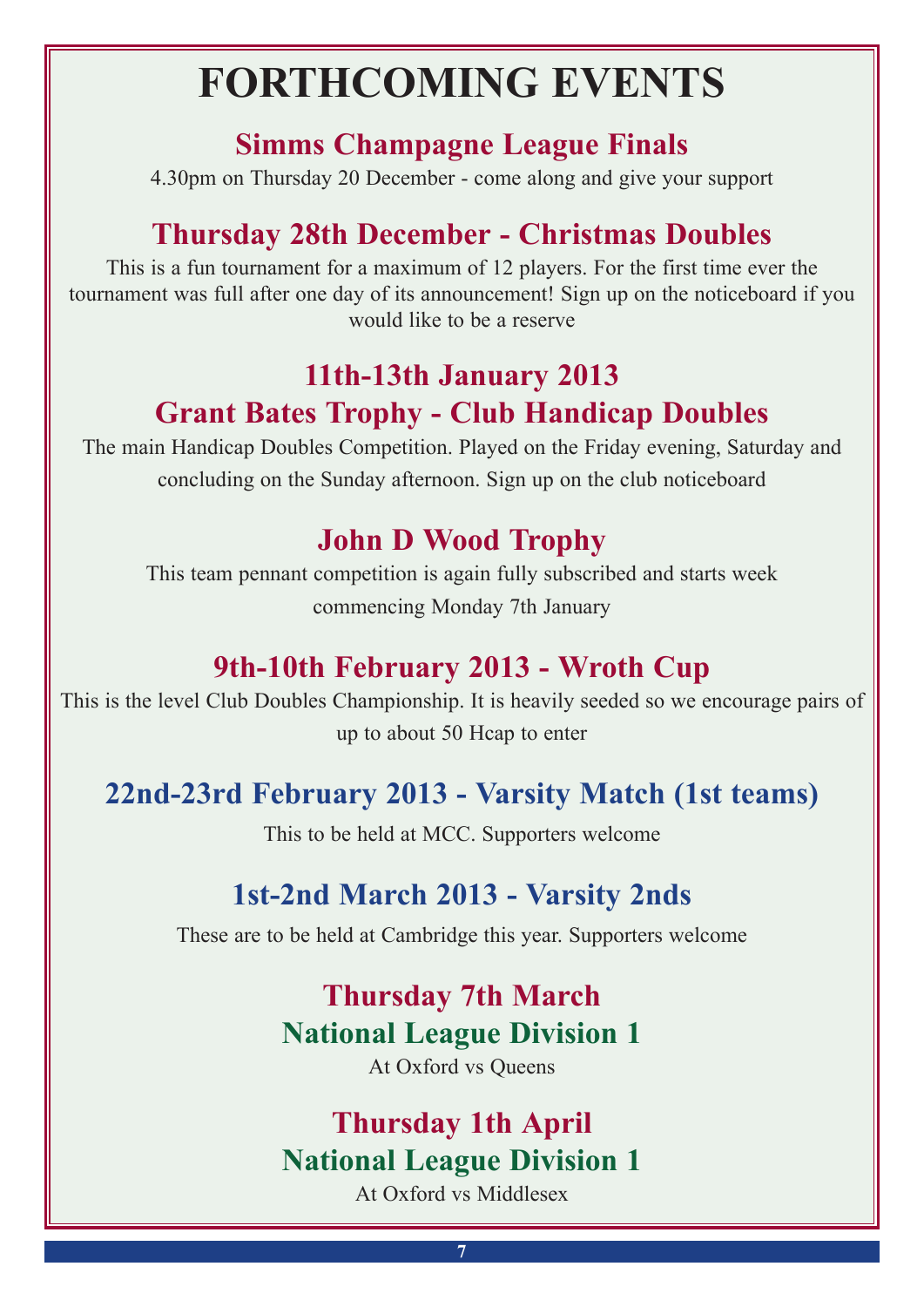# FORTHCOMING EVENTS

## Simms Champagne League Finals

4.30pm on Thursday 20 December - come along and give your support

## Thursday 28th December - Christmas Doubles

This is a fun tournament for a maximum of 12 players. For the first time ever the tournament was full after one day of its announcement! Sign up on the noticeboard if you would like to be a reserve

## 11th-13th January 2013
## Grant Bates Trophy - Club Handicap Doubles

The main Handicap Doubles Competition. Played on the Friday evening, Saturday and concluding on the Sunday afternoon. Sign up on the club noticeboard

## John D Wood Trophy

This team pennant competition is again fully subscribed and starts week commencing Monday 7th January

## 9th-10th February 2013 - Wroth Cup

This is the level Club Doubles Championship. It is heavily seeded so we encourage pairs of up to about 50 Hcap to enter

## 22nd-23rd February 2013 - Varsity Match (1st teams)

This to be held at MCC. Supporters welcome

## 1st-2nd March 2013 - Varsity 2nds

These are to be held at Cambridge this year. Supporters welcome

## Thursday 7th March
## National League Division 1

At Oxford vs Queens

## Thursday 1th April
## National League Division 1

At Oxford vs Middlesex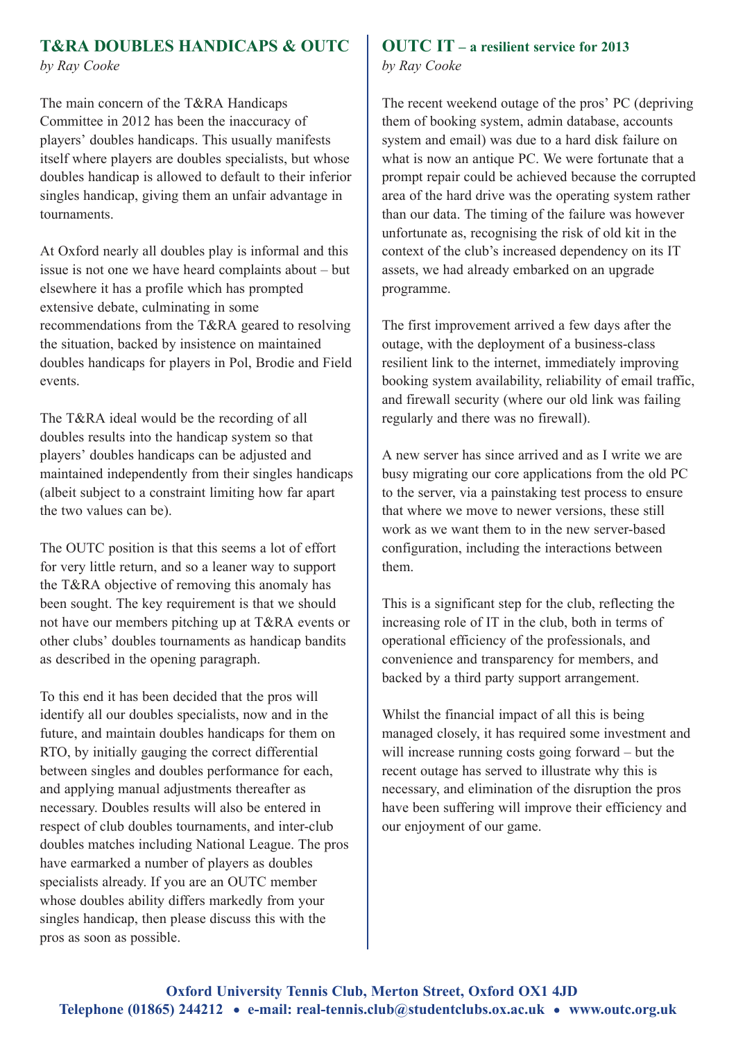## T&RA DOUBLES HANDICAPS & OUTC

*by Ray Cooke*

The main concern of the T&RA Handicaps Committee in 2012 has been the inaccuracy of players' doubles handicaps. This usually manifests itself where players are doubles specialists, but whose doubles handicap is allowed to default to their inferior singles handicap, giving them an unfair advantage in tournaments.

At Oxford nearly all doubles play is informal and this issue is not one we have heard complaints about – but elsewhere it has a profile which has prompted extensive debate, culminating in some recommendations from the T&RA geared to resolving the situation, backed by insistence on maintained doubles handicaps for players in Pol, Brodie and Field events.

The T&RA ideal would be the recording of all doubles results into the handicap system so that players' doubles handicaps can be adjusted and maintained independently from their singles handicaps (albeit subject to a constraint limiting how far apart the two values can be).

The OUTC position is that this seems a lot of effort for very little return, and so a leaner way to support the T&RA objective of removing this anomaly has been sought. The key requirement is that we should not have our members pitching up at T&RA events or other clubs' doubles tournaments as handicap bandits as described in the opening paragraph.

To this end it has been decided that the pros will identify all our doubles specialists, now and in the future, and maintain doubles handicaps for them on RTO, by initially gauging the correct differential between singles and doubles performance for each, and applying manual adjustments thereafter as necessary. Doubles results will also be entered in respect of club doubles tournaments, and inter-club doubles matches including National League. The pros have earmarked a number of players as doubles specialists already. If you are an OUTC member whose doubles ability differs markedly from your singles handicap, then please discuss this with the pros as soon as possible.

## OUTC IT – a resilient service for 2013

*by Ray Cooke*

The recent weekend outage of the pros' PC (depriving them of booking system, admin database, accounts system and email) was due to a hard disk failure on what is now an antique PC. We were fortunate that a prompt repair could be achieved because the corrupted area of the hard drive was the operating system rather than our data. The timing of the failure was however unfortunate as, recognising the risk of old kit in the context of the club's increased dependency on its IT assets, we had already embarked on an upgrade programme.

The first improvement arrived a few days after the outage, with the deployment of a business-class resilient link to the internet, immediately improving booking system availability, reliability of email traffic, and firewall security (where our old link was failing regularly and there was no firewall).

A new server has since arrived and as I write we are busy migrating our core applications from the old PC to the server, via a painstaking test process to ensure that where we move to newer versions, these still work as we want them to in the new server-based configuration, including the interactions between them.

This is a significant step for the club, reflecting the increasing role of IT in the club, both in terms of operational efficiency of the professionals, and convenience and transparency for members, and backed by a third party support arrangement.

Whilst the financial impact of all this is being managed closely, it has required some investment and will increase running costs going forward – but the recent outage has served to illustrate why this is necessary, and elimination of the disruption the pros have been suffering will improve their efficiency and our enjoyment of our game.

**Oxford University Tennis Club, Merton Street, Oxford OX1 4JD**
**Telephone (01865) 244212 • e-mail: real-tennis.club@studentclubs.ox.ac.uk • www.outc.org.uk**